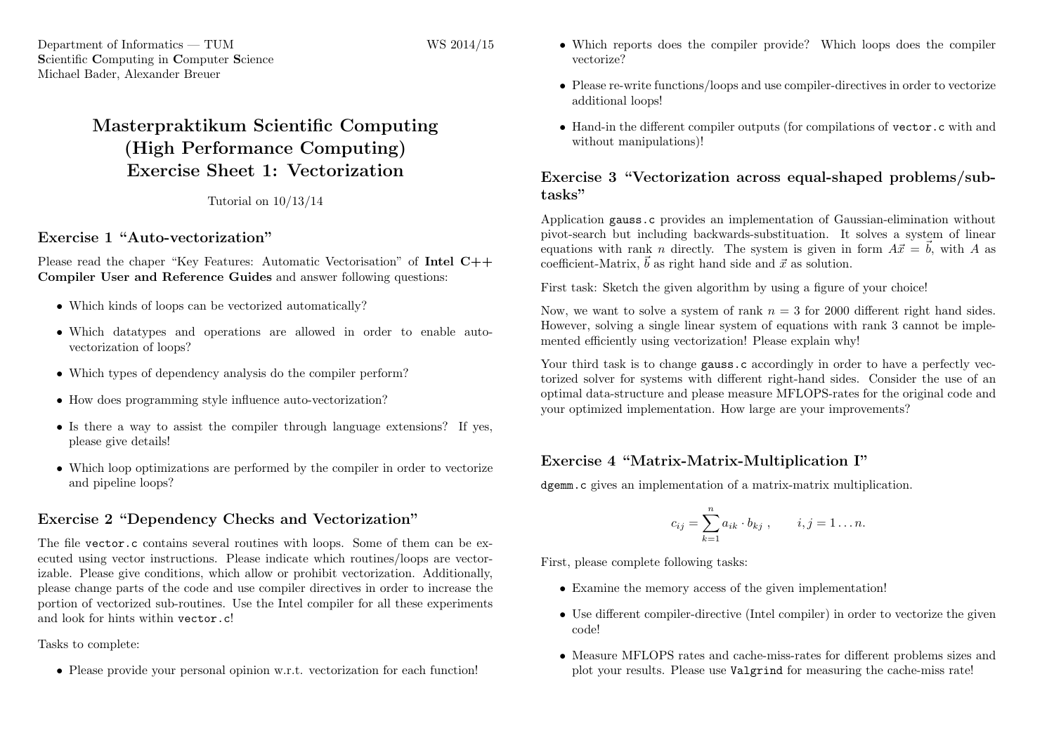Department of Informatics — TUM
**S**cientific **C**omputing in **C**omputer **S**cience
Michael Bader, Alexander Breuer

WS 2014/15

# Masterpraktikum Scientific Computing (High Performance Computing) Exercise Sheet 1: Vectorization

Tutorial on 10/13/14

## Exercise 1 "Auto-vectorization"

Please read the chaper "Key Features: Automatic Vectorisation" of **Intel C++ Compiler User and Reference Guides** and answer following questions:

- Which kinds of loops can be vectorized automatically?
- Which datatypes and operations are allowed in order to enable auto-vectorization of loops?
- Which types of dependency analysis do the compiler perform?
- How does programming style influence auto-vectorization?
- Is there a way to assist the compiler through language extensions? If yes, please give details!
- Which loop optimizations are performed by the compiler in order to vectorize and pipeline loops?

## Exercise 2 "Dependency Checks and Vectorization"

The file `vector.c` contains several routines with loops. Some of them can be executed using vector instructions. Please indicate which routines/loops are vectorizable. Please give conditions, which allow or prohibit vectorization. Additionally, please change parts of the code and use compiler directives in order to increase the portion of vectorized sub-routines. Use the Intel compiler for all these experiments and look for hints within `vector.c`!

Tasks to complete:

- Please provide your personal opinion w.r.t. vectorization for each function!
- Which reports does the compiler provide? Which loops does the compiler vectorize?
- Please re-write functions/loops and use compiler-directives in order to vectorize additional loops!
- Hand-in the different compiler outputs (for compilations of `vector.c` with and without manipulations)!

## Exercise 3 "Vectorization across equal-shaped problems/subtasks"

Application `gauss.c` provides an implementation of Gaussian-elimination without pivot-search but including backwards-substituation. It solves a system of linear equations with rank $n$ directly. The system is given in form $A\vec{x} = \vec{b}$, with $A$ as coefficient-Matrix, $\vec{b}$ as right hand side and $\vec{x}$ as solution.

First task: Sketch the given algorithm by using a figure of your choice!

Now, we want to solve a system of rank $n = 3$ for 2000 different right hand sides. However, solving a single linear system of equations with rank 3 cannot be implemented efficiently using vectorization! Please explain why!

Your third task is to change `gauss.c` accordingly in order to have a perfectly vectorized solver for systems with different right-hand sides. Consider the use of an optimal data-structure and please measure MFLOPS-rates for the original code and your optimized implementation. How large are your improvements?

## Exercise 4 "Matrix-Matrix-Multiplication I"

`dgemm.c` gives an implementation of a matrix-matrix multiplication.

$$c_{ij} = \sum_{k=1}^{n} a_{ik} \cdot b_{kj}\ , \qquad i,j = 1 \ldots n.$$

First, please complete following tasks:

- Examine the memory access of the given implementation!
- Use different compiler-directive (Intel compiler) in order to vectorize the given code!
- Measure MFLOPS rates and cache-miss-rates for different problems sizes and plot your results. Please use `Valgrind` for measuring the cache-miss rate!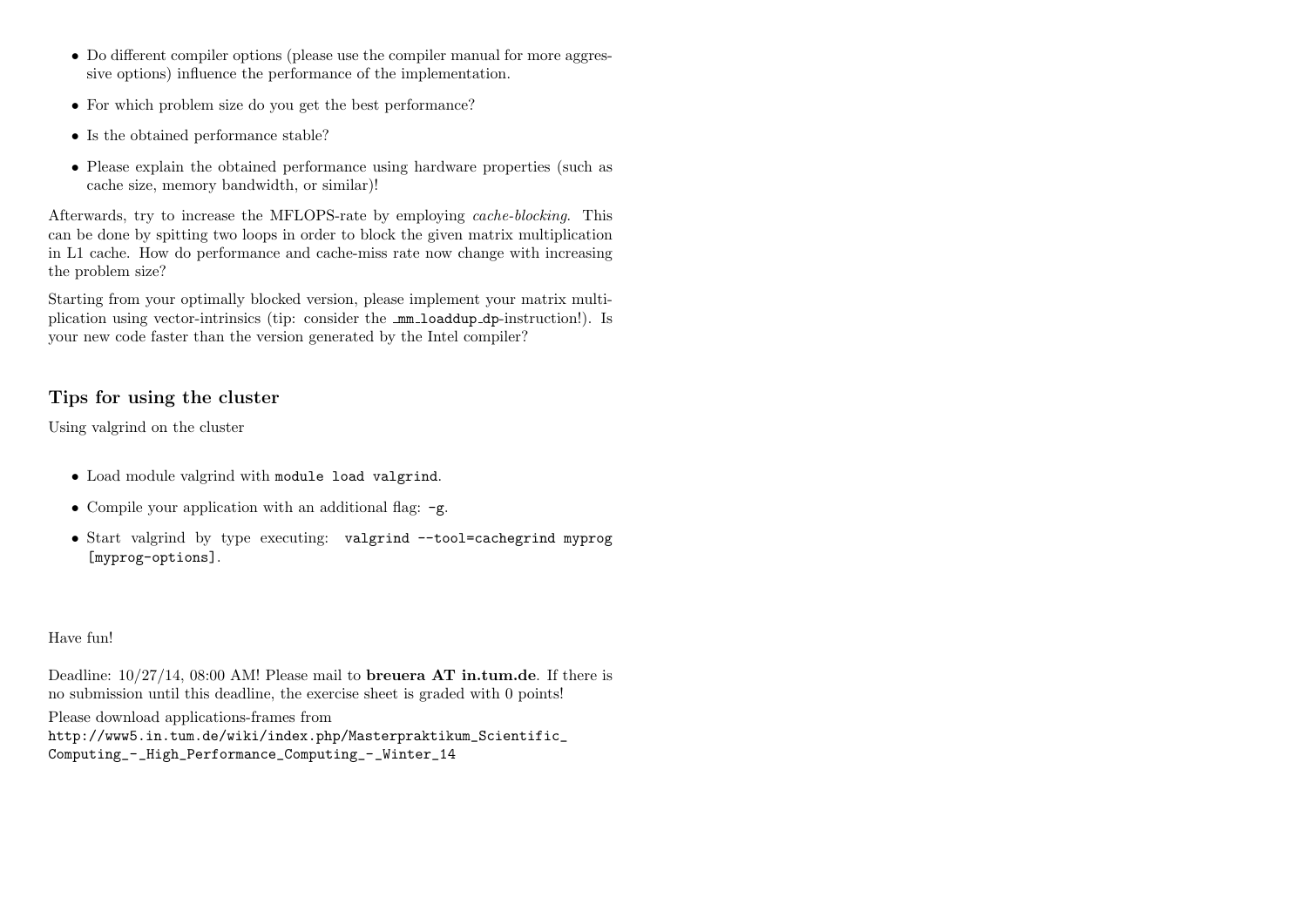- Do different compiler options (please use the compiler manual for more aggressive options) influence the performance of the implementation.
- For which problem size do you get the best performance?
- Is the obtained performance stable?
- Please explain the obtained performance using hardware properties (such as cache size, memory bandwidth, or similar)!

Afterwards, try to increase the MFLOPS-rate by employing *cache-blocking*. This can be done by spitting two loops in order to block the given matrix multiplication in L1 cache. How do performance and cache-miss rate now change with increasing the problem size?

Starting from your optimally blocked version, please implement your matrix multiplication using vector-intrinsics (tip: consider the `_mm_loaddup_dp`-instruction!). Is your new code faster than the version generated by the Intel compiler?

## Tips for using the cluster

Using valgrind on the cluster

- Load module valgrind with `module load valgrind`.
- Compile your application with an additional flag: `-g`.
- Start valgrind by type executing: `valgrind --tool=cachegrind myprog [myprog-options]`.

Have fun!

Deadline: 10/27/14, 08:00 AM! Please mail to **breuera AT in.tum.de**. If there is no submission until this deadline, the exercise sheet is graded with 0 points!

Please download applications-frames from
`http://www5.in.tum.de/wiki/index.php/Masterpraktikum_Scientific_Computing_-_High_Performance_Computing_-_Winter_14`